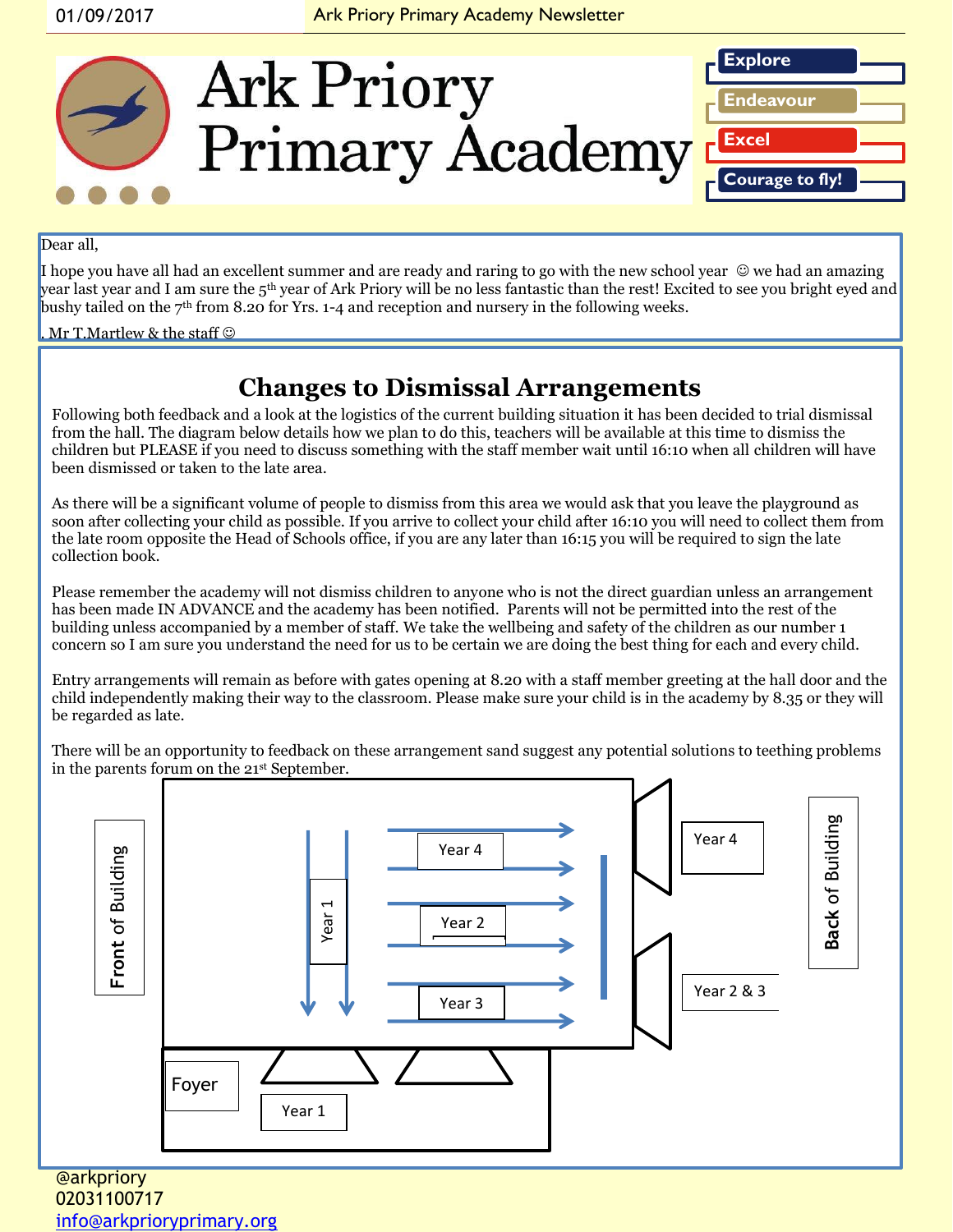01/09/2017 Ark Priory Primary Academy Newsletter

# Ark Priory Primary Academy

**Explore**
**Endeavour**
**Excel**
**Courage to fly!**

Dear all,

I hope you have all had an excellent summer and are ready and raring to go with the new school year ☺ we had an amazing year last year and I am sure the 5th year of Ark Priory will be no less fantastic than the rest! Excited to see you bright eyed and bushy tailed on the 7th from 8.20 for Yrs. 1-4 and reception and nursery in the following weeks.

. Mr T.Martlew & the staff ☺

## Changes to Dismissal Arrangements

Following both feedback and a look at the logistics of the current building situation it has been decided to trial dismissal from the hall. The diagram below details how we plan to do this, teachers will be available at this time to dismiss the children but PLEASE if you need to discuss something with the staff member wait until 16:10 when all children will have been dismissed or taken to the late area.

As there will be a significant volume of people to dismiss from this area we would ask that you leave the playground as soon after collecting your child as possible. If you arrive to collect your child after 16:10 you will need to collect them from the late room opposite the Head of Schools office, if you are any later than 16:15 you will be required to sign the late collection book.

Please remember the academy will not dismiss children to anyone who is not the direct guardian unless an arrangement has been made IN ADVANCE and the academy has been notified. Parents will not be permitted into the rest of the building unless accompanied by a member of staff. We take the wellbeing and safety of the children as our number 1 concern so I am sure you understand the need for us to be certain we are doing the best thing for each and every child.

Entry arrangements will remain as before with gates opening at 8.20 with a staff member greeting at the hall door and the child independently making their way to the classroom. Please make sure your child is in the academy by 8.35 or they will be regarded as late.

There will be an opportunity to feedback on these arrangement sand suggest any potential solutions to teething problems in the parents forum on the 21st September.

Front of Building | Year 1 | Year 4 | Year 2 | Year 3 | Year 4 | Year 2 & 3 | Back of Building | Foyer | Year 1

@arkpriory
02031100717
info@arkprioryprimary.org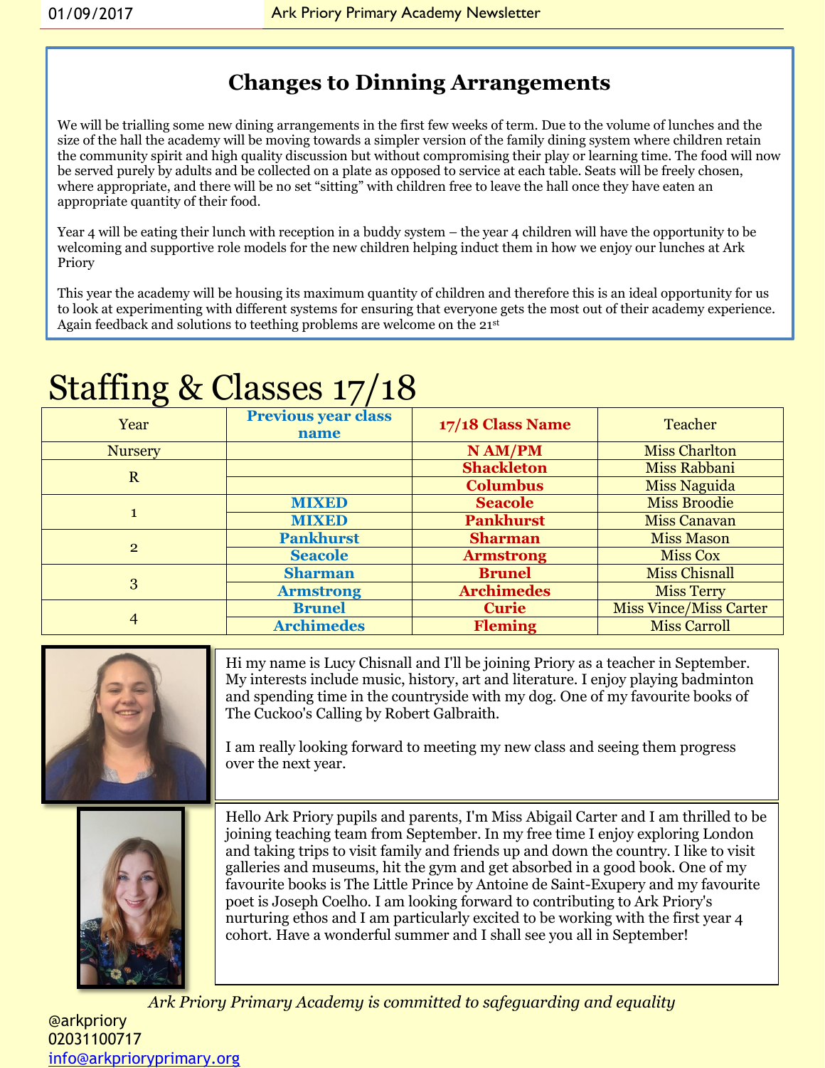## Changes to Dinning Arrangements

We will be trialling some new dining arrangements in the first few weeks of term. Due to the volume of lunches and the size of the hall the academy will be moving towards a simpler version of the family dining system where children retain the community spirit and high quality discussion but without compromising their play or learning time. The food will now be served purely by adults and be collected on a plate as opposed to service at each table. Seats will be freely chosen, where appropriate, and there will be no set "sitting" with children free to leave the hall once they have eaten an appropriate quantity of their food.

Year 4 will be eating their lunch with reception in a buddy system – the year 4 children will have the opportunity to be welcoming and supportive role models for the new children helping induct them in how we enjoy our lunches at Ark Priory

This year the academy will be housing its maximum quantity of children and therefore this is an ideal opportunity for us to look at experimenting with different systems for ensuring that everyone gets the most out of their academy experience. Again feedback and solutions to teething problems are welcome on the 21st

# Staffing & Classes 17/18

| Year | Previous year class name | 17/18 Class Name | Teacher |
|---|---|---|---|
| Nursery | | N AM/PM | Miss Charlton |
| R | | Shackleton | Miss Rabbani |
| | | Columbus | Miss Naguida |
| 1 | MIXED | Seacole | Miss Broodie |
| | MIXED | Pankhurst | Miss Canavan |
| 2 | Pankhurst | Sharman | Miss Mason |
| | Seacole | Armstrong | Miss Cox |
| 3 | Sharman | Brunel | Miss Chisnall |
| | Armstrong | Archimedes | Miss Terry |
| 4 | Brunel | Curie | Miss Vince/Miss Carter |
| | Archimedes | Fleming | Miss Carroll |

Hi my name is Lucy Chisnall and I'll be joining Priory as a teacher in September. My interests include music, history, art and literature. I enjoy playing badminton and spending time in the countryside with my dog. One of my favourite books of The Cuckoo's Calling by Robert Galbraith.

I am really looking forward to meeting my new class and seeing them progress over the next year.

Hello Ark Priory pupils and parents, I'm Miss Abigail Carter and I am thrilled to be joining teaching team from September. In my free time I enjoy exploring London and taking trips to visit family and friends up and down the country. I like to visit galleries and museums, hit the gym and get absorbed in a good book. One of my favourite books is The Little Prince by Antoine de Saint-Exupery and my favourite poet is Joseph Coelho. I am looking forward to contributing to Ark Priory's nurturing ethos and I am particularly excited to be working with the first year 4 cohort. Have a wonderful summer and I shall see you all in September!

*Ark Priory Primary Academy is committed to safeguarding and equality*

@arkpriory
02031100717
info@arkprioryprimary.org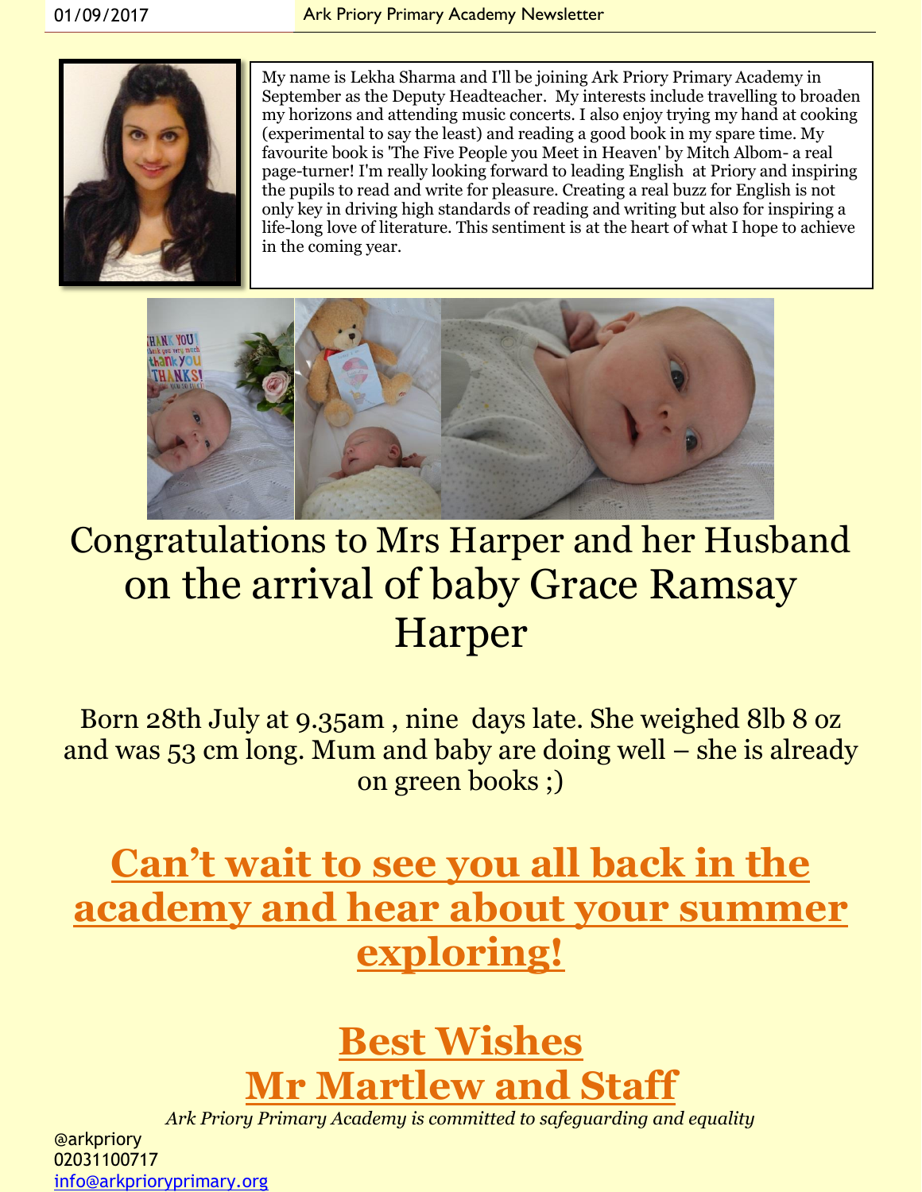My name is Lekha Sharma and I'll be joining Ark Priory Primary Academy in September as the Deputy Headteacher. My interests include travelling to broaden my horizons and attending music concerts. I also enjoy trying my hand at cooking (experimental to say the least) and reading a good book in my spare time. My favourite book is 'The Five People you Meet in Heaven' by Mitch Albom- a real page-turner! I'm really looking forward to leading English at Priory and inspiring the pupils to read and write for pleasure. Creating a real buzz for English is not only key in driving high standards of reading and writing but also for inspiring a life-long love of literature. This sentiment is at the heart of what I hope to achieve in the coming year.

# Congratulations to Mrs Harper and her Husband on the arrival of baby Grace Ramsay Harper

Born 28th July at 9.35am , nine days late. She weighed 8lb 8 oz and was 53 cm long. Mum and baby are doing well – she is already on green books ;)

## **Can't wait to see you all back in the academy and hear about your summer exploring!**

## **Best Wishes**
## **Mr Martlew and Staff**

*Ark Priory Primary Academy is committed to safeguarding and equality*

@arkpriory
02031100717
info@arkprioryprimary.org